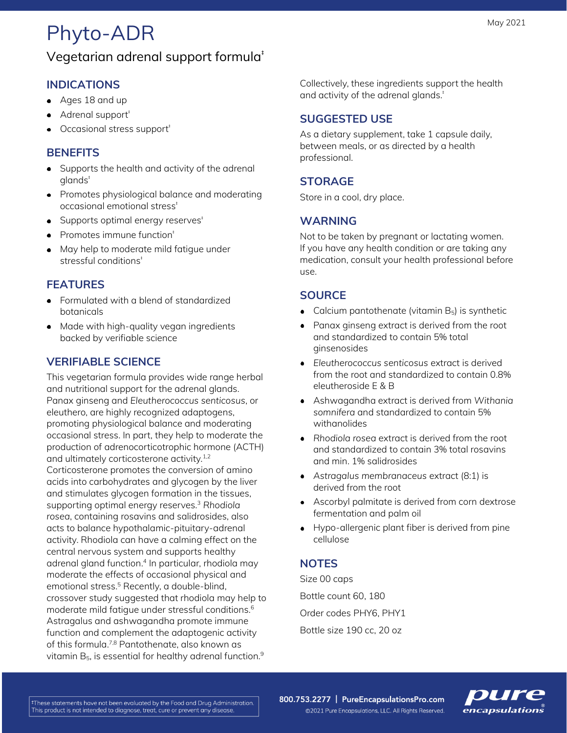May 2021

# Phyto-ADR

## Vegetarian adrenal support formula‡

### INDICATIONS

- Ages 18 and up
- Adrenal support‡
- Occasional stress support‡

### BENEFITS

- Supports the health and activity of the adrenal glands‡
- Promotes physiological balance and moderating occasional emotional stress‡
- Supports optimal energy reserves‡
- Promotes immune function‡
- May help to moderate mild fatigue under stressful conditions‡

### FEATURES

- Formulated with a blend of standardized botanicals
- Made with high-quality vegan ingredients backed by verifiable science

### VERIFIABLE SCIENCE

This vegetarian formula provides wide range herbal and nutritional support for the adrenal glands. Panax ginseng and *Eleutherococcus senticosus*, or eleuthero, are highly recognized adaptogens, promoting physiological balance and moderating occasional stress. In part, they help to moderate the production of adrenocorticotrophic hormone (ACTH) and ultimately corticosterone activity.[1,2] Corticosterone promotes the conversion of amino acids into carbohydrates and glycogen by the liver and stimulates glycogen formation in the tissues, supporting optimal energy reserves.[3] *Rhodiola rosea*, containing rosavins and salidrosides, also acts to balance hypothalamic-pituitary-adrenal activity. Rhodiola can have a calming effect on the central nervous system and supports healthy adrenal gland function.[4] In particular, rhodiola may moderate the effects of occasional physical and emotional stress.[5] Recently, a double-blind, crossover study suggested that rhodiola may help to moderate mild fatigue under stressful conditions.[6] Astragalus and ashwagandha promote immune function and complement the adaptogenic activity of this formula.[7,8] Pantothenate, also known as vitamin $B_5$, is essential for healthy adrenal function.[9]

Collectively, these ingredients support the health and activity of the adrenal glands.‡

### SUGGESTED USE

As a dietary supplement, take 1 capsule daily, between meals, or as directed by a health professional.

### STORAGE

Store in a cool, dry place.

### WARNING

Not to be taken by pregnant or lactating women. If you have any health condition or are taking any medication, consult your health professional before use.

### SOURCE

- Calcium pantothenate (vitamin $B_5$) is synthetic
- Panax ginseng extract is derived from the root and standardized to contain 5% total ginsenosides
- *Eleutherococcus senticosus* extract is derived from the root and standardized to contain 0.8% eleutheroside E & B
- Ashwagandha extract is derived from *Withania somnifera* and standardized to contain 5% withanolides
- *Rhodiola rosea* extract is derived from the root and standardized to contain 3% total rosavins and min. 1% salidrosides
- *Astragalus membranaceus* extract (8:1) is derived from the root
- Ascorbyl palmitate is derived from corn dextrose fermentation and palm oil
- Hypo-allergenic plant fiber is derived from pine cellulose

### NOTES

Size 00 caps

Bottle count 60, 180

Order codes PHY6, PHY1

Bottle size 190 cc, 20 oz

‡These statements have not been evaluated by the Food and Drug Administration. This product is not intended to diagnose, treat, cure or prevent any disease.

800.753.2277 | PureEncapsulationsPro.com

©2021 Pure Encapsulations, LLC. All Rights Reserved.

pure encapsulations®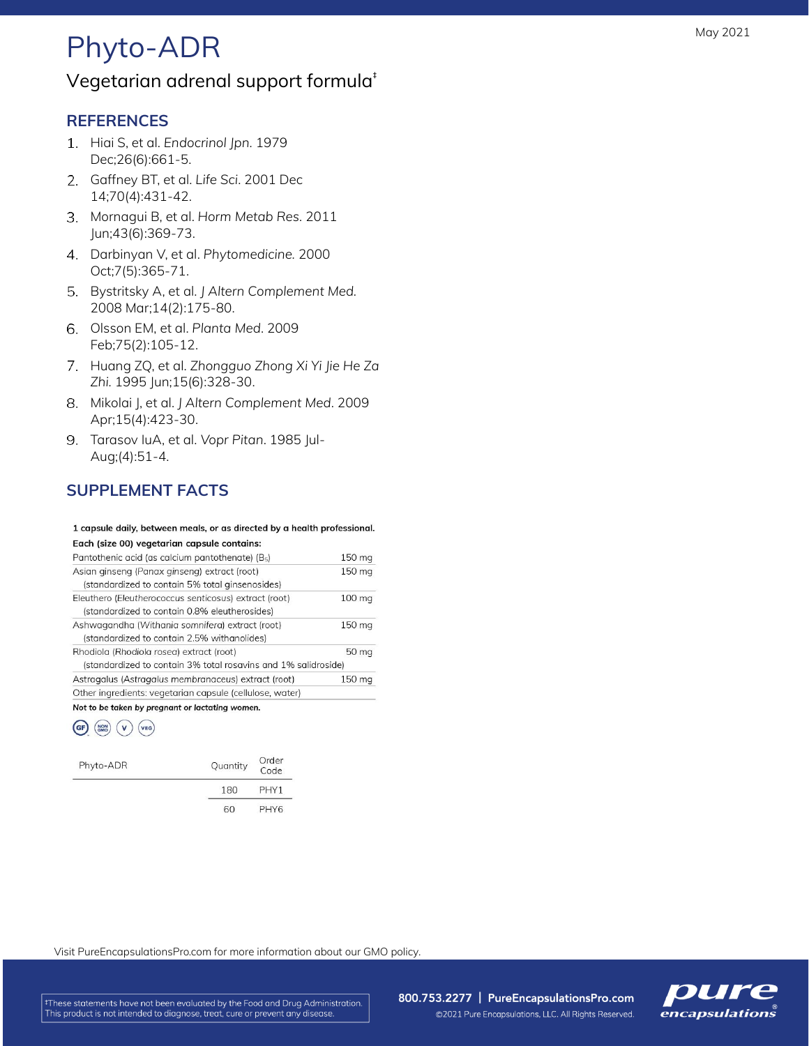May 2021

# Phyto-ADR

## Vegetarian adrenal support formula‡

### REFERENCES

1. Hiai S, et al. *Endocrinol Jpn.* 1979 Dec;26(6):661-5.
2. Gaffney BT, et al. *Life Sci.* 2001 Dec 14;70(4):431-42.
3. Mornagui B, et al. *Horm Metab Res.* 2011 Jun;43(6):369-73.
4. Darbinyan V, et al. *Phytomedicine.* 2000 Oct;7(5):365-71.
5. Bystritsky A, et al. *J Altern Complement Med.* 2008 Mar;14(2):175-80.
6. Olsson EM, et al. *Planta Med.* 2009 Feb;75(2):105-12.
7. Huang ZQ, et al. *Zhongguo Zhong Xi Yi Jie He Za Zhi.* 1995 Jun;15(6):328-30.
8. Mikolai J, et al. *J Altern Complement Med.* 2009 Apr;15(4):423-30.
9. Tarasov IuA, et al. *Vopr Pitan.* 1985 Jul-Aug;(4):51-4.

### SUPPLEMENT FACTS

**1 capsule daily, between meals, or as directed by a health professional.**

**Each (size 00) vegetarian capsule contains:**

| | |
|---|---|
| Pantothenic acid (as calcium pantothenate) ($B_5$) | 150 mg |
| Asian ginseng (*Panax ginseng*) extract (root) (standardized to contain 5% total ginsenosides) | 150 mg |
| Eleuthero (*Eleutherococcus senticosus*) extract (root) (standardized to contain 0.8% eleutherosides) | 100 mg |
| Ashwagandha (*Withania somnifera*) extract (root) (standardized to contain 2.5% withanolides) | 150 mg |
| Rhodiola (*Rhodiola rosea*) extract (root) (standardized to contain 3% total rosavins and 1% salidroside) | 50 mg |
| Astragalus (*Astragalus membranaceus*) extract (root) | 150 mg |
| Other ingredients: vegetarian capsule (cellulose, water) | |

***Not to be taken by pregnant or lactating women.***

GF NON GMO V VEG

| Phyto-ADR | Quantity | Order Code |
|---|---|---|
| | 180 | PHY1 |
| | 60 | PHY6 |

Visit PureEncapsulationsPro.com for more information about our GMO policy.

‡These statements have not been evaluated by the Food and Drug Administration. This product is not intended to diagnose, treat, cure or prevent any disease.

800.753.2277 | PureEncapsulationsPro.com

©2021 Pure Encapsulations, LLC. All Rights Reserved.

pure encapsulations®